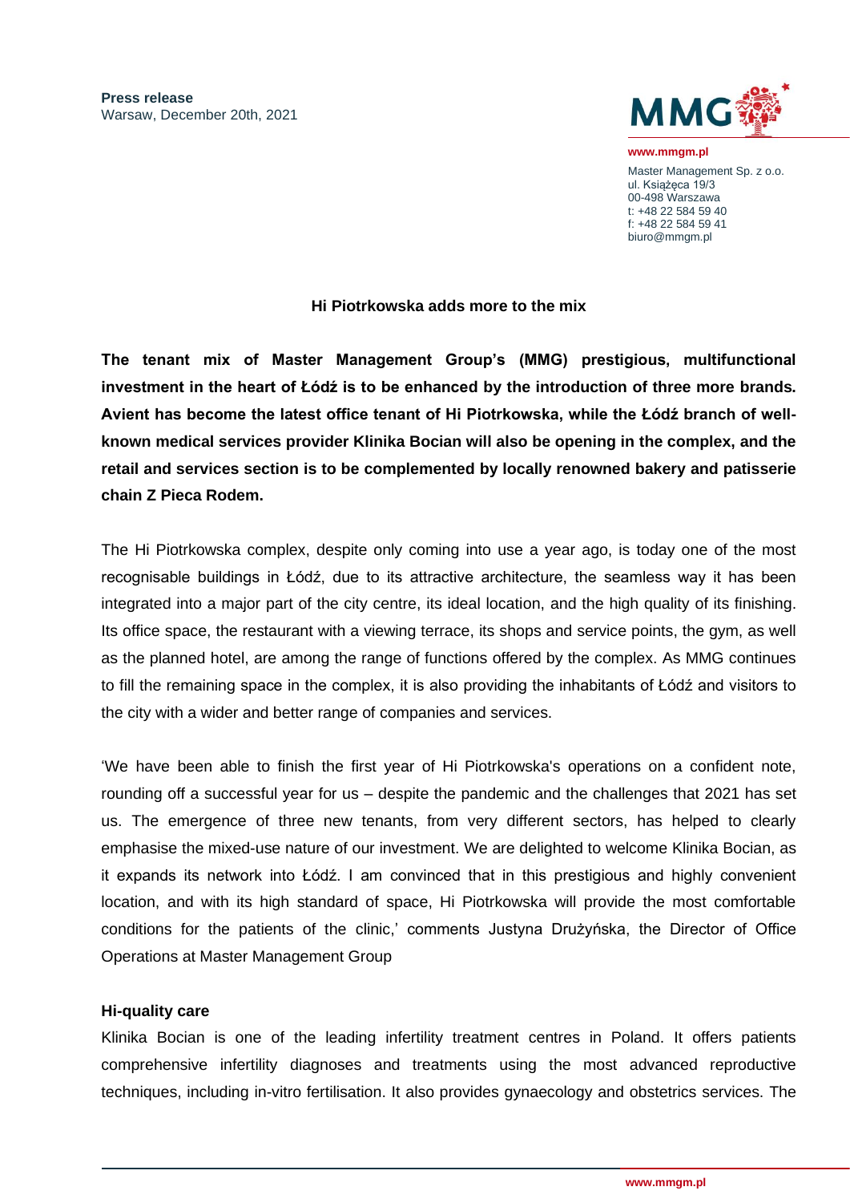**Press release**
Warsaw, December 20th, 2021

www.mmgm.pl

Master Management Sp. z o.o.
ul. Książęca 19/3
00-498 Warszawa
t: +48 22 584 59 40
f: +48 22 584 59 41
biuro@mmgm.pl

# Hi Piotrkowska adds more to the mix

**The tenant mix of Master Management Group's (MMG) prestigious, multifunctional investment in the heart of Łódź is to be enhanced by the introduction of three more brands. Avient has become the latest office tenant of Hi Piotrkowska, while the Łódź branch of well-known medical services provider Klinika Bocian will also be opening in the complex, and the retail and services section is to be complemented by locally renowned bakery and patisserie chain Z Pieca Rodem.**

The Hi Piotrkowska complex, despite only coming into use a year ago, is today one of the most recognisable buildings in Łódź, due to its attractive architecture, the seamless way it has been integrated into a major part of the city centre, its ideal location, and the high quality of its finishing. Its office space, the restaurant with a viewing terrace, its shops and service points, the gym, as well as the planned hotel, are among the range of functions offered by the complex. As MMG continues to fill the remaining space in the complex, it is also providing the inhabitants of Łódź and visitors to the city with a wider and better range of companies and services.

'We have been able to finish the first year of Hi Piotrkowska's operations on a confident note, rounding off a successful year for us – despite the pandemic and the challenges that 2021 has set us. The emergence of three new tenants, from very different sectors, has helped to clearly emphasise the mixed-use nature of our investment. We are delighted to welcome Klinika Bocian, as it expands its network into Łódź. I am convinced that in this prestigious and highly convenient location, and with its high standard of space, Hi Piotrkowska will provide the most comfortable conditions for the patients of the clinic,' comments Justyna Drużyńska, the Director of Office Operations at Master Management Group

**Hi-quality care**

Klinika Bocian is one of the leading infertility treatment centres in Poland. It offers patients comprehensive infertility diagnoses and treatments using the most advanced reproductive techniques, including in-vitro fertilisation. It also provides gynaecology and obstetrics services. The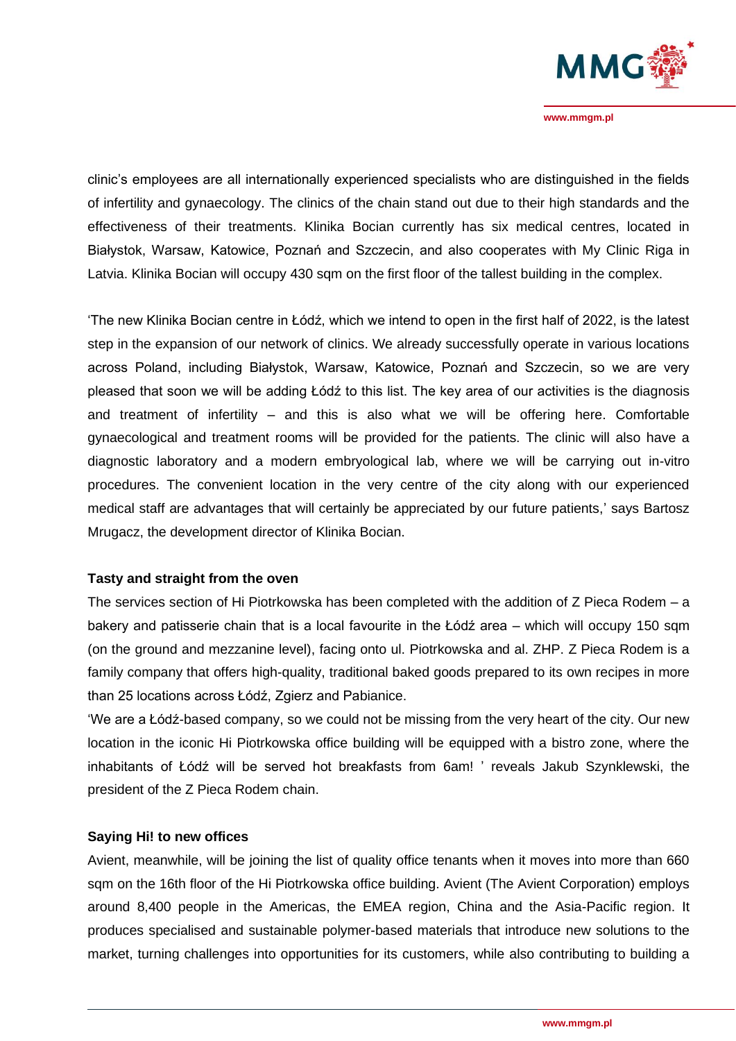clinic's employees are all internationally experienced specialists who are distinguished in the fields of infertility and gynaecology. The clinics of the chain stand out due to their high standards and the effectiveness of their treatments. Klinika Bocian currently has six medical centres, located in Białystok, Warsaw, Katowice, Poznań and Szczecin, and also cooperates with My Clinic Riga in Latvia. Klinika Bocian will occupy 430 sqm on the first floor of the tallest building in the complex.

'The new Klinika Bocian centre in Łódź, which we intend to open in the first half of 2022, is the latest step in the expansion of our network of clinics. We already successfully operate in various locations across Poland, including Białystok, Warsaw, Katowice, Poznań and Szczecin, so we are very pleased that soon we will be adding Łódź to this list. The key area of our activities is the diagnosis and treatment of infertility – and this is also what we will be offering here. Comfortable gynaecological and treatment rooms will be provided for the patients. The clinic will also have a diagnostic laboratory and a modern embryological lab, where we will be carrying out in-vitro procedures. The convenient location in the very centre of the city along with our experienced medical staff are advantages that will certainly be appreciated by our future patients,' says Bartosz Mrugacz, the development director of Klinika Bocian.

**Tasty and straight from the oven**

The services section of Hi Piotrkowska has been completed with the addition of Z Pieca Rodem – a bakery and patisserie chain that is a local favourite in the Łódź area – which will occupy 150 sqm (on the ground and mezzanine level), facing onto ul. Piotrkowska and al. ZHP. Z Pieca Rodem is a family company that offers high-quality, traditional baked goods prepared to its own recipes in more than 25 locations across Łódź, Zgierz and Pabianice.

'We are a Łódź-based company, so we could not be missing from the very heart of the city. Our new location in the iconic Hi Piotrkowska office building will be equipped with a bistro zone, where the inhabitants of Łódź will be served hot breakfasts from 6am! ' reveals Jakub Szynklewski, the president of the Z Pieca Rodem chain.

**Saying Hi! to new offices**

Avient, meanwhile, will be joining the list of quality office tenants when it moves into more than 660 sqm on the 16th floor of the Hi Piotrkowska office building. Avient (The Avient Corporation) employs around 8,400 people in the Americas, the EMEA region, China and the Asia-Pacific region. It produces specialised and sustainable polymer-based materials that introduce new solutions to the market, turning challenges into opportunities for its customers, while also contributing to building a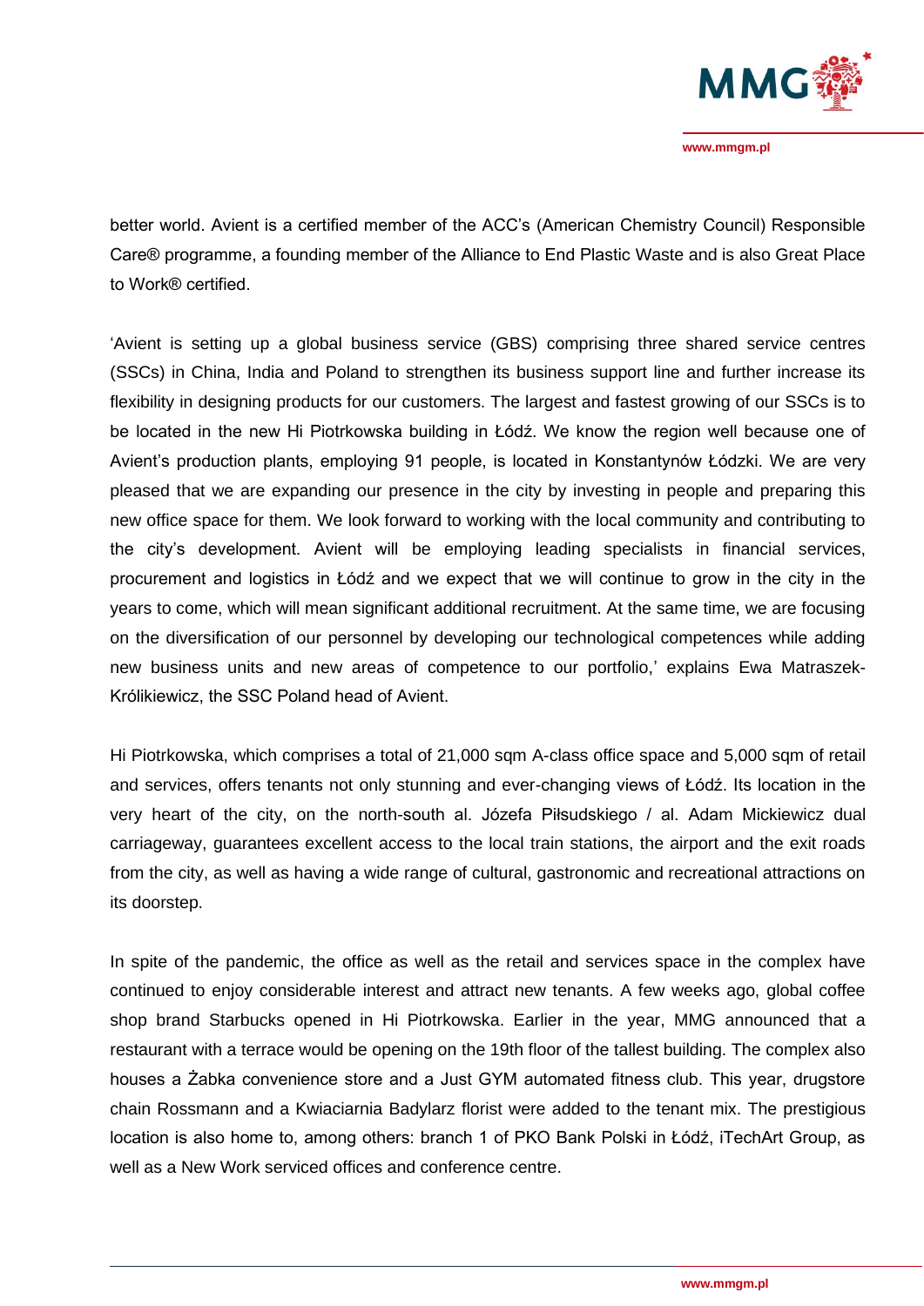better world. Avient is a certified member of the ACC's (American Chemistry Council) Responsible Care® programme, a founding member of the Alliance to End Plastic Waste and is also Great Place to Work® certified.

'Avient is setting up a global business service (GBS) comprising three shared service centres (SSCs) in China, India and Poland to strengthen its business support line and further increase its flexibility in designing products for our customers. The largest and fastest growing of our SSCs is to be located in the new Hi Piotrkowska building in Łódź. We know the region well because one of Avient's production plants, employing 91 people, is located in Konstantynów Łódzki. We are very pleased that we are expanding our presence in the city by investing in people and preparing this new office space for them. We look forward to working with the local community and contributing to the city's development. Avient will be employing leading specialists in financial services, procurement and logistics in Łódź and we expect that we will continue to grow in the city in the years to come, which will mean significant additional recruitment. At the same time, we are focusing on the diversification of our personnel by developing our technological competences while adding new business units and new areas of competence to our portfolio,' explains Ewa Matraszek-Królikiewicz, the SSC Poland head of Avient.

Hi Piotrkowska, which comprises a total of 21,000 sqm A-class office space and 5,000 sqm of retail and services, offers tenants not only stunning and ever-changing views of Łódź. Its location in the very heart of the city, on the north-south al. Józefa Piłsudskiego / al. Adam Mickiewicz dual carriageway, guarantees excellent access to the local train stations, the airport and the exit roads from the city, as well as having a wide range of cultural, gastronomic and recreational attractions on its doorstep.

In spite of the pandemic, the office as well as the retail and services space in the complex have continued to enjoy considerable interest and attract new tenants. A few weeks ago, global coffee shop brand Starbucks opened in Hi Piotrkowska. Earlier in the year, MMG announced that a restaurant with a terrace would be opening on the 19th floor of the tallest building. The complex also houses a Żabka convenience store and a Just GYM automated fitness club. This year, drugstore chain Rossmann and a Kwiaciarnia Badylarz florist were added to the tenant mix. The prestigious location is also home to, among others: branch 1 of PKO Bank Polski in Łódź, iTechArt Group, as well as a New Work serviced offices and conference centre.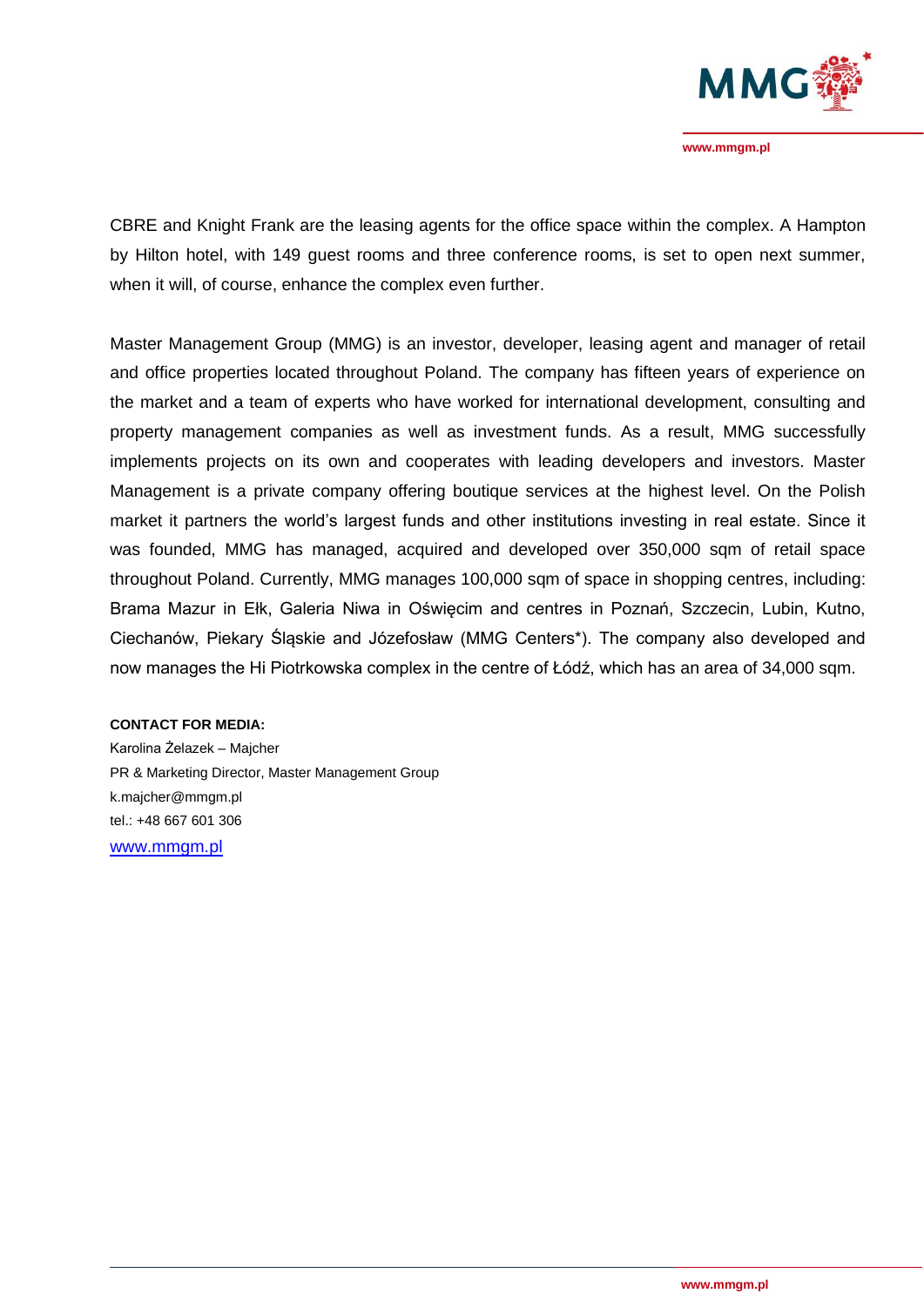CBRE and Knight Frank are the leasing agents for the office space within the complex. A Hampton by Hilton hotel, with 149 guest rooms and three conference rooms, is set to open next summer, when it will, of course, enhance the complex even further.

Master Management Group (MMG) is an investor, developer, leasing agent and manager of retail and office properties located throughout Poland. The company has fifteen years of experience on the market and a team of experts who have worked for international development, consulting and property management companies as well as investment funds. As a result, MMG successfully implements projects on its own and cooperates with leading developers and investors. Master Management is a private company offering boutique services at the highest level. On the Polish market it partners the world's largest funds and other institutions investing in real estate. Since it was founded, MMG has managed, acquired and developed over 350,000 sqm of retail space throughout Poland. Currently, MMG manages 100,000 sqm of space in shopping centres, including: Brama Mazur in Ełk, Galeria Niwa in Oświęcim and centres in Poznań, Szczecin, Lubin, Kutno, Ciechanów, Piekary Śląskie and Józefosław (MMG Centers*). The company also developed and now manages the Hi Piotrkowska complex in the centre of Łódź, which has an area of 34,000 sqm.

**CONTACT FOR MEDIA:**

Karolina Żelazek – Majcher

PR & Marketing Director, Master Management Group

k.majcher@mmgm.pl

tel.: +48 667 601 306

www.mmgm.pl